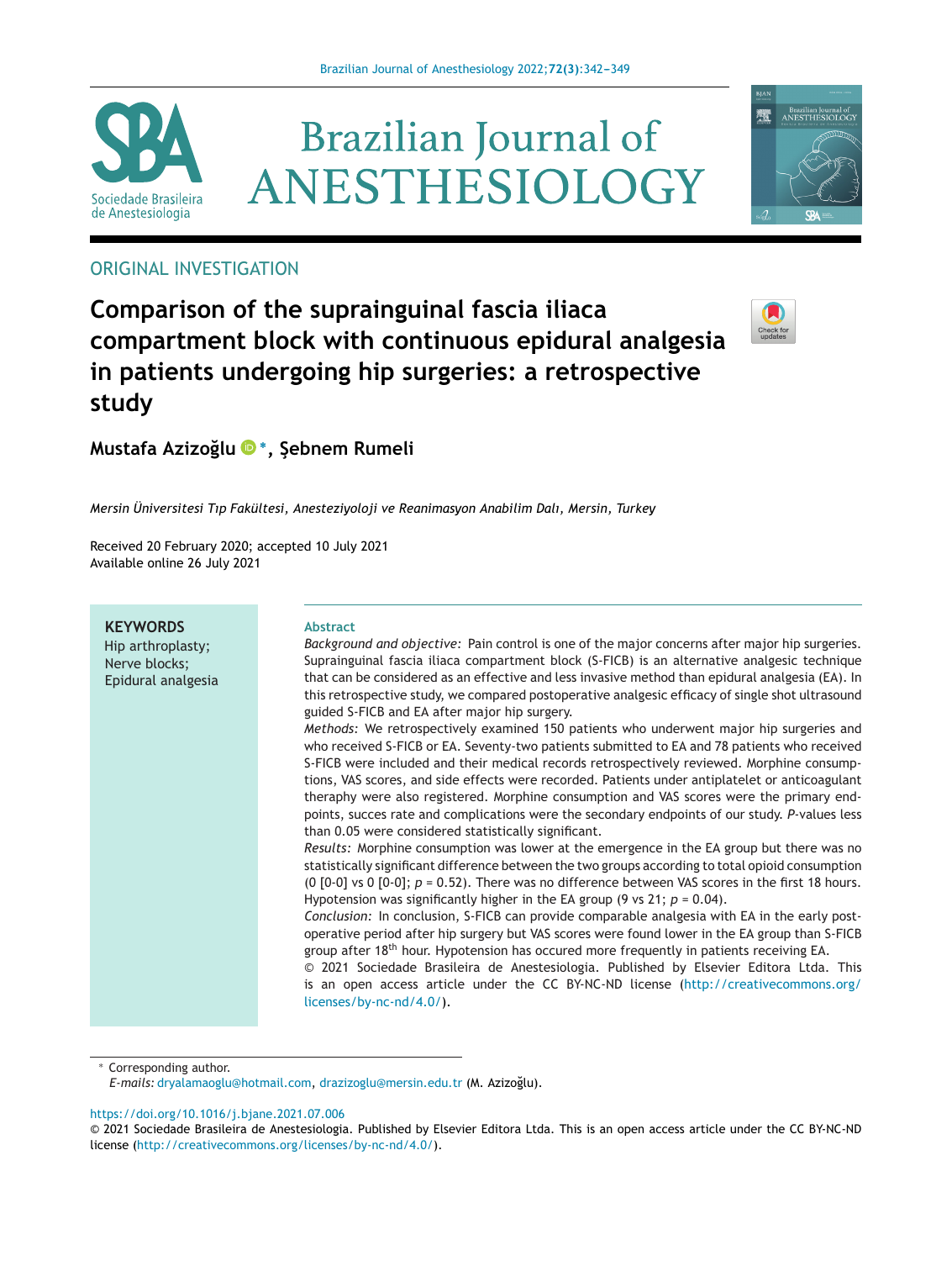ORIGINAL INVESTIGATION

# Comparison of the suprainguinal fascia iliaca compartment block with continuous epidural analgesia in patients undergoing hip surgeries: a retrospective study

**Mustafa Azizoğlu** *, **Şebnem Rumeli**

*Mersin Üniversitesi Tıp Fakültesi, Anesteziyoloji ve Reanimasyon Anabilim Dalı, Mersin, Turkey*

Received 20 February 2020; accepted 10 July 2021
Available online 26 July 2021

**KEYWORDS**
Hip arthroplasty;
Nerve blocks;
Epidural analgesia

## Abstract

*Background and objective:* Pain control is one of the major concerns after major hip surgeries. Suprainguinal fascia iliaca compartment block (S-FICB) is an alternative analgesic technique that can be considered as an effective and less invasive method than epidural analgesia (EA). In this retrospective study, we compared postoperative analgesic efficacy of single shot ultrasound guided S-FICB and EA after major hip surgery.

*Methods:* We retrospectively examined 150 patients who underwent major hip surgeries and who received S-FICB or EA. Seventy-two patients submitted to EA and 78 patients who received S-FICB were included and their medical records retrospectively reviewed. Morphine consumptions, VAS scores, and side effects were recorded. Patients under antiplatelet or anticoagulant theraphy were also registered. Morphine consumption and VAS scores were the primary endpoints, succes rate and complications were the secondary endpoints of our study. *P*-values less than 0.05 were considered statistically significant.

*Results:* Morphine consumption was lower at the emergence in the EA group but there was no statistically significant difference between the two groups according to total opioid consumption (0 [0-0] vs 0 [0-0]; $p = 0.52$). There was no difference between VAS scores in the first 18 hours. Hypotension was significantly higher in the EA group (9 vs 21; $p = 0.04$).

*Conclusion:* In conclusion, S-FICB can provide comparable analgesia with EA in the early postoperative period after hip surgery but VAS scores were found lower in the EA group than S-FICB group after 18$^{th}$ hour. Hypotension has occured more frequently in patients receiving EA.

© 2021 Sociedade Brasileira de Anestesiologia. Published by Elsevier Editora Ltda. This is an open access article under the CC BY-NC-ND license (http://creativecommons.org/licenses/by-nc-nd/4.0/).

* Corresponding author.
*E-mails:* dryalamaoglu@hotmail.com, drazizoglu@mersin.edu.tr (M. Azizoğlu).

https://doi.org/10.1016/j.bjane.2021.07.006
© 2021 Sociedade Brasileira de Anestesiologia. Published by Elsevier Editora Ltda. This is an open access article under the CC BY-NC-ND license (http://creativecommons.org/licenses/by-nc-nd/4.0/).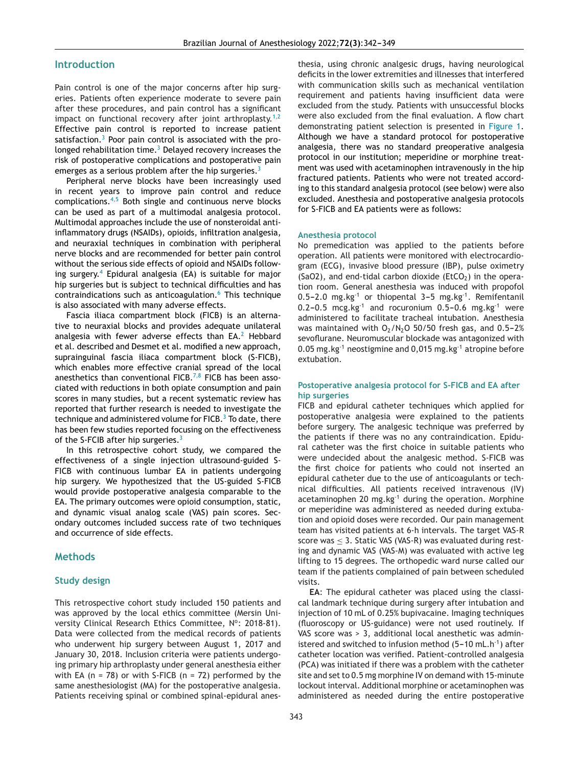## Introduction

Pain control is one of the major concerns after hip surgeries. Patients often experience moderate to severe pain after these procedures, and pain control has a significant impact on functional recovery after joint arthroplasty.[1,2] Effective pain control is reported to increase patient satisfaction.[3] Poor pain control is associated with the prolonged rehabilitation time.[3] Delayed recovery increases the risk of postoperative complications and postoperative pain emerges as a serious problem after the hip surgeries.[3]

Peripheral nerve blocks have been increasingly used in recent years to improve pain control and reduce complications.[4,5] Both single and continuous nerve blocks can be used as part of a multimodal analgesia protocol. Multimodal approaches include the use of nonsteroidal anti-inflammatory drugs (NSAIDs), opioids, infiltration analgesia, and neuraxial techniques in combination with peripheral nerve blocks and are recommended for better pain control without the serious side effects of opioid and NSAIDs following surgery.[4] Epidural analgesia (EA) is suitable for major hip surgeries but is subject to technical difficulties and has contraindications such as anticoagulation.[6] This technique is also associated with many adverse effects.

Fascia iliaca compartment block (FICB) is an alternative to neuraxial blocks and provides adequate unilateral analgesia with fewer adverse effects than EA.[2] Hebbard et al. described and Desmet et al. modified a new approach, suprainguinal fascia iliaca compartment block (S-FICB), which enables more effective cranial spread of the local anesthetics than conventional FICB.[7,8] FICB has been associated with reductions in both opiate consumption and pain scores in many studies, but a recent systematic review has reported that further research is needed to investigate the technique and administered volume for FICB.[3] To date, there has been few studies reported focusing on the effectiveness of the S-FCIB after hip surgeries.[3]

In this retrospective cohort study, we compared the effectiveness of a single injection ultrasound-guided S-FICB with continuous lumbar EA in patients undergoing hip surgery. We hypothesized that the US-guided S-FICB would provide postoperative analgesia comparable to the EA. The primary outcomes were opioid consumption, static, and dynamic visual analog scale (VAS) pain scores. Secondary outcomes included success rate of two techniques and occurrence of side effects.

## Methods

### Study design

This retrospective cohort study included 150 patients and was approved by the local ethics committee (Mersin University Clinical Research Ethics Committee, Nº: 2018-81). Data were collected from the medical records of patients who underwent hip surgery between August 1, 2017 and January 30, 2018. Inclusion criteria were patients undergoing primary hip arthroplasty under general anesthesia either with EA (n = 78) or with S-FICB (n = 72) performed by the same anesthesiologist (MA) for the postoperative analgesia. Patients receiving spinal or combined spinal-epidural anesthesia, using chronic analgesic drugs, having neurological deficits in the lower extremities and illnesses that interfered with communication skills such as mechanical ventilation requirement and patients having insufficient data were excluded from the study. Patients with unsuccessful blocks were also excluded from the final evaluation. A flow chart demonstrating patient selection is presented in Figure 1. Although we have a standard protocol for postoperative analgesia, there was no standard preoperative analgesia protocol in our institution; meperidine or morphine treatment was used with acetaminophen intravenously in the hip fractured patients. Patients who were not treated according to this standard analgesia protocol (see below) were also excluded. Anesthesia and postoperative analgesia protocols for S-FICB and EA patients were as follows:

### Anesthesia protocol

No premedication was applied to the patients before operation. All patients were monitored with electrocardiogram (ECG), invasive blood pressure (IBP), pulse oximetry (SaO2), and end-tidal carbon dioxide ($EtCO_2$) in the operation room. General anesthesia was induced with propofol 0.5–2.0 $mg.kg^{-1}$ or thiopental 3–5 $mg.kg^{-1}$. Remifentanil 0.2–0.5 $mcg.kg^{-1}$ and rocuronium 0.5–0.6 $mg.kg^{-1}$ were administered to facilitate tracheal intubation. Anesthesia was maintained with $O_2/N_2O$ 50/50 fresh gas, and 0.5–2% sevoflurane. Neuromuscular blockade was antagonized with 0.05 $mg.kg^{-1}$ neostigmine and 0,015 $mg.kg^{-1}$ atropine before extubation.

### Postoperative analgesia protocol for S-FICB and EA after hip surgeries

FICB and epidural catheter techniques which applied for postoperative analgesia were explained to the patients before surgery. The analgesic technique was preferred by the patients if there was no any contraindication. Epidural catheter was the first choice in suitable patients who were undecided about the analgesic method. S-FICB was the first choice for patients who could not inserted an epidural catheter due to the use of anticoagulants or technical difficulties. All patients received intravenous (IV) acetaminophen 20 $mg.kg^{-1}$ during the operation. Morphine or meperidine was administered as needed during extubation and opioid doses were recorded. Our pain management team has visited patients at 6-h intervals. The target VAS-R score was $\leq 3$. Static VAS (VAS-R) was evaluated during resting and dynamic VAS (VAS-M) was evaluated with active leg lifting to 15 degrees. The orthopedic ward nurse called our team if the patients complained of pain between scheduled visits.

**EA**: The epidural catheter was placed using the classical landmark technique during surgery after intubation and injection of 10 mL of 0.25% bupivacaine. Imaging techniques (fluoroscopy or US-guidance) were not used routinely. If VAS score was > 3, additional local anesthetic was administered and switched to infusion method (5–10 $mL.h^{-1}$) after catheter location was verified. Patient-controlled analgesia (PCA) was initiated if there was a problem with the catheter site and set to 0.5 mg morphine IV on demand with 15-minute lockout interval. Additional morphine or acetaminophen was administered as needed during the entire postoperative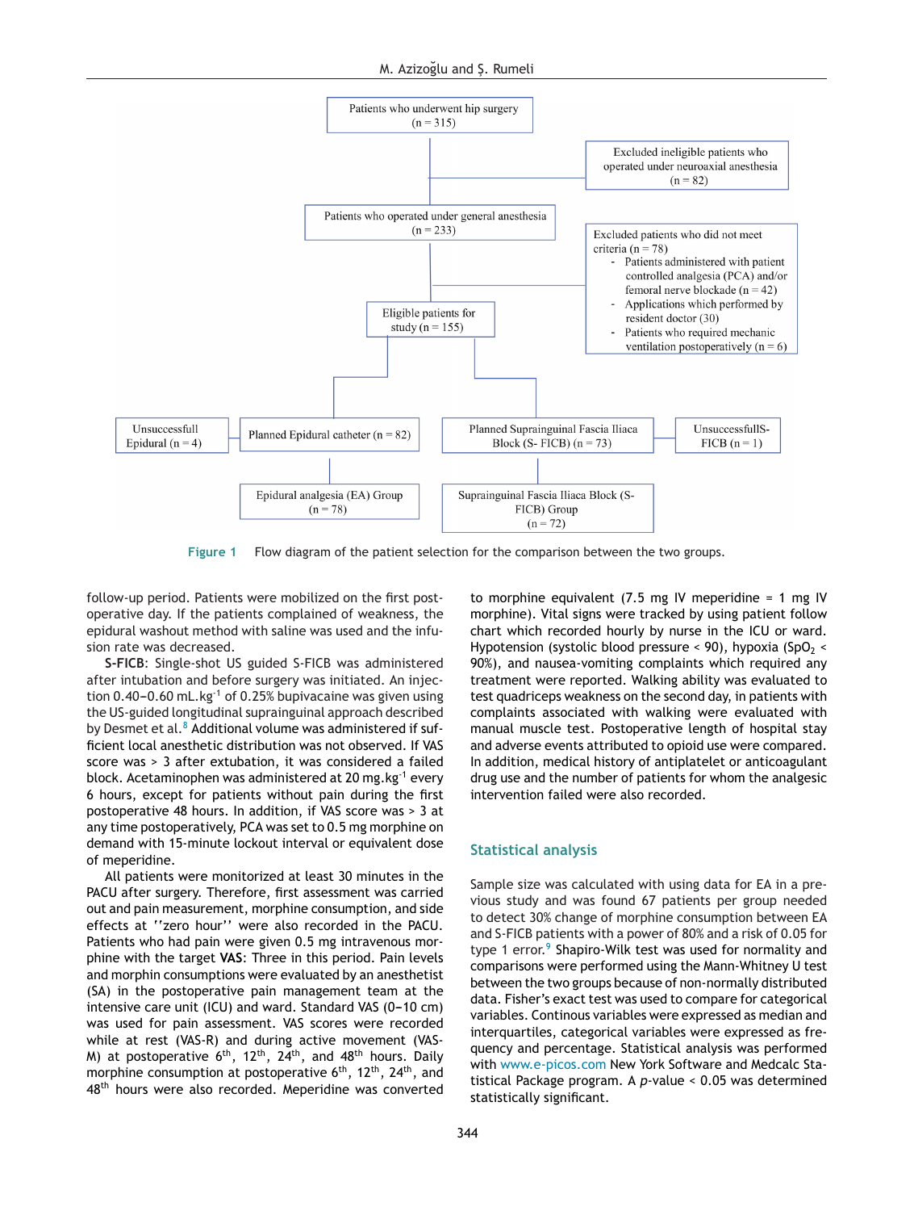Patients who underwent hip surgery (n = 315)

Excluded ineligible patients who operated under neuroaxial anesthesia (n = 82)

Patients who operated under general anesthesia (n = 233)

Excluded patients who did not meet criteria (n = 78)

- Patients administered with patient controlled analgesia (PCA) and/or femoral nerve blockade (n = 42)
- Applications which performed by resident doctor (30)
- Patients who required mechanic ventilation postoperatively (n = 6)

Eligible patients for study (n = 155)

Unsuccessfull Epidural (n = 4)

Planned Epidural catheter (n = 82)

Planned Suprainguinal Fascia Iliaca Block (S- FICB) (n = 73)

UnsuccessfullS-FICB (n = 1)

Epidural analgesia (EA) Group (n = 78)

Suprainguinal Fascia Iliaca Block (S-FICB) Group (n = 72)

**Figure 1** Flow diagram of the patient selection for the comparison between the two groups.

follow-up period. Patients were mobilized on the first postoperative day. If the patients complained of weakness, the epidural washout method with saline was used and the infusion rate was decreased.

**S-FICB**: Single-shot US guided S-FICB was administered after intubation and before surgery was initiated. An injection 0.40–0.60 mL.kg$^{-1}$ of 0.25% bupivacaine was given using the US-guided longitudinal suprainguinal approach described by Desmet et al.[8] Additional volume was administered if sufficient local anesthetic distribution was not observed. If VAS score was > 3 after extubation, it was considered a failed block. Acetaminophen was administered at 20 mg.kg$^{-1}$ every 6 hours, except for patients without pain during the first postoperative 48 hours. In addition, if VAS score was > 3 at any time postoperatively, PCA was set to 0.5 mg morphine on demand with 15-minute lockout interval or equivalent dose of meperidine.

All patients were monitorized at least 30 minutes in the PACU after surgery. Therefore, first assessment was carried out and pain measurement, morphine consumption, and side effects at ''zero hour'' were also recorded in the PACU. Patients who had pain were given 0.5 mg intravenous morphine with the target **VAS**: Three in this period. Pain levels and morphin consumptions were evaluated by an anesthetist (SA) in the postoperative pain management team at the intensive care unit (ICU) and ward. Standard VAS (0–10 cm) was used for pain assessment. VAS scores were recorded while at rest (VAS-R) and during active movement (VAS-M) at postoperative 6$^{th}$, 12$^{th}$, 24$^{th}$, and 48$^{th}$ hours. Daily morphine consumption at postoperative 6$^{th}$, 12$^{th}$, 24$^{th}$, and 48$^{th}$ hours were also recorded. Meperidine was converted to morphine equivalent (7.5 mg IV meperidine = 1 mg IV morphine). Vital signs were tracked by using patient follow chart which recorded hourly by nurse in the ICU or ward. Hypotension (systolic blood pressure < 90), hypoxia ($SpO_2$ < 90%), and nausea-vomiting complaints which required any treatment were reported. Walking ability was evaluated to test quadriceps weakness on the second day, in patients with complaints associated with walking were evaluated with manual muscle test. Postoperative length of hospital stay and adverse events attributed to opioid use were compared. In addition, medical history of antiplatelet or anticoagulant drug use and the number of patients for whom the analgesic intervention failed were also recorded.

## Statistical analysis

Sample size was calculated with using data for EA in a previous study and was found 67 patients per group needed to detect 30% change of morphine consumption between EA and S-FICB patients with a power of 80% and a risk of 0.05 for type 1 error.[9] Shapiro-Wilk test was used for normality and comparisons were performed using the Mann-Whitney U test between the two groups because of non-normally distributed data. Fisher's exact test was used to compare for categorical variables. Continous variables were expressed as median and interquartiles, categorical variables were expressed as frequency and percentage. Statistical analysis was performed with www.e-picos.com New York Software and Medcalc Statistical Package program. A *p*-value < 0.05 was determined statistically significant.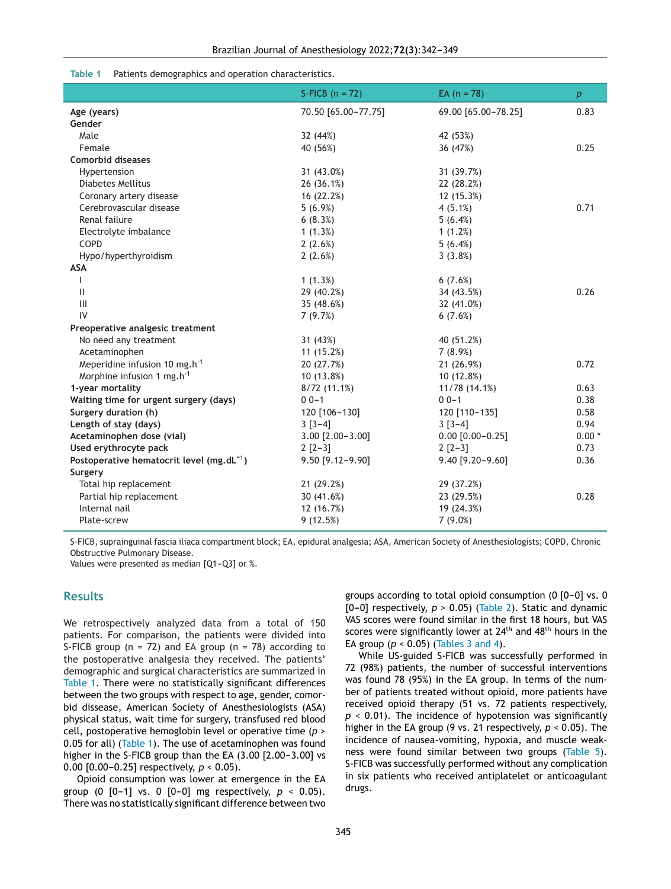**Table 1** Patients demographics and operation characteristics.

| | S-FICB (n = 72) | EA (n = 78) | p |
|---|---|---|---|
| **Age (years)** | 70.50 [65.00–77.75] | 69.00 [65.00–78.25] | 0.83 |
| **Gender** | | | |
| Male | 32 (44%) | 42 (53%) | |
| Female | 40 (56%) | 36 (47%) | 0.25 |
| **Comorbid diseases** | | | |
| Hypertension | 31 (43.0%) | 31 (39.7%) | |
| Diabetes Mellitus | 26 (36.1%) | 22 (28.2%) | |
| Coronary artery disease | 16 (22.2%) | 12 (15.3%) | |
| Cerebrovascular disease | 5 (6.9%) | 4 (5.1%) | 0.71 |
| Renal failure | 6 (8.3%) | 5 (6.4%) | |
| Electrolyte imbalance | 1 (1.3%) | 1 (1.2%) | |
| COPD | 2 (2.6%) | 5 (6.4%) | |
| Hypo/hyperthyroidism | 2 (2.6%) | 3 (3.8%) | |
| **ASA** | | | |
| I | 1 (1.3%) | 6 (7.6%) | |
| II | 29 (40.2%) | 34 (43.5%) | 0.26 |
| III | 35 (48.6%) | 32 (41.0%) | |
| IV | 7 (9.7%) | 6 (7.6%) | |
| **Preoperative analgesic treatment** | | | |
| No need any treatment | 31 (43%) | 40 (51.2%) | |
| Acetaminophen | 11 (15.2%) | 7 (8.9%) | |
| Meperidine infusion 10 $mg.h^{-1}$ | 20 (27.7%) | 21 (26.9%) | 0.72 |
| Morphine infusion 1 $mg.h^{-1}$ | 10 (13.8%) | 10 (12.8%) | |
| **1-year mortality** | 8/72 (11.1%) | 11/78 (14.1%) | 0.63 |
| **Waiting time for urgent surgery (days)** | 0 0–1 | 0 0–1 | 0.38 |
| **Surgery duration (h)** | 120 [106–130] | 120 [110–135] | 0.58 |
| **Length of stay (days)** | 3 [3–4] | 3 [3–4] | 0.94 |
| **Acetaminophen dose (vial)** | 3.00 [2.00–3.00] | 0.00 [0.00–0.25] | 0.00 * |
| **Used erythrocyte pack** | 2 [2–3] | 2 [2–3] | 0.73 |
| **Postoperative hematocrit level ($mg.dL^{-1}$)** | 9.50 [9.12–9.90] | 9.40 [9.20–9.60] | 0.36 |
| **Surgery** | | | |
| Total hip replacement | 21 (29.2%) | 29 (37.2%) | |
| Partial hip replacement | 30 (41.6%) | 23 (29.5%) | 0.28 |
| Internal nail | 12 (16.7%) | 19 (24.3%) | |
| Plate-screw | 9 (12.5%) | 7 (9.0%) | |

S-FICB, suprainguinal fascia iliaca compartment block; EA, epidural analgesia; ASA, American Society of Anesthesiologists; COPD, Chronic Obstructive Pulmonary Disease.
Values were presented as median [Q1–Q3] or %.

## Results

We retrospectively analyzed data from a total of 150 patients. For comparison, the patients were divided into S-FICB group (n = 72) and EA group (n = 78) according to the postoperative analgesia they received. The patients' demographic and surgical characteristics are summarized in Table 1. There were no statistically significant differences between the two groups with respect to age, gender, comorbid dissease, American Society of Anesthesiologists (ASA) physical status, wait time for surgery, transfused red blood cell, postoperative hemoglobin level or operative time ($p$ > 0.05 for all) (Table 1). The use of acetaminophen was found higher in the S-FICB group than the EA (3.00 [2.00–3.00] vs 0.00 [0.00–0.25] respectively, $p < 0.05$).

Opioid consumption was lower at emergence in the EA group (0 [0–1] vs. 0 [0–0] mg respectively, $p < 0.05$). There was no statistically significant difference between two groups according to total opioid consumption (0 [0–0] vs. 0 [0–0] respectively, $p > 0.05$) (Table 2). Static and dynamic VAS scores were found similar in the first 18 hours, but VAS scores were significantly lower at 24[th] and 48[th] hours in the EA group ($p < 0.05$) (Tables 3 and 4).

While US-guided S-FICB was successfully performed in 72 (98%) patients, the number of successful interventions was found 78 (95%) in the EA group. In terms of the number of patients treated without opioid, more patients have received opioid therapy (51 vs. 72 patients respectively, $p < 0.01$). The incidence of hypotension was significantly higher in the EA group (9 vs. 21 respectively, $p < 0.05$). The incidence of nausea-vomiting, hypoxia, and muscle weakness were found similar between two groups (Table 5). S-FICB was successfully performed without any complication in six patients who received antiplatelet or anticoagulant drugs.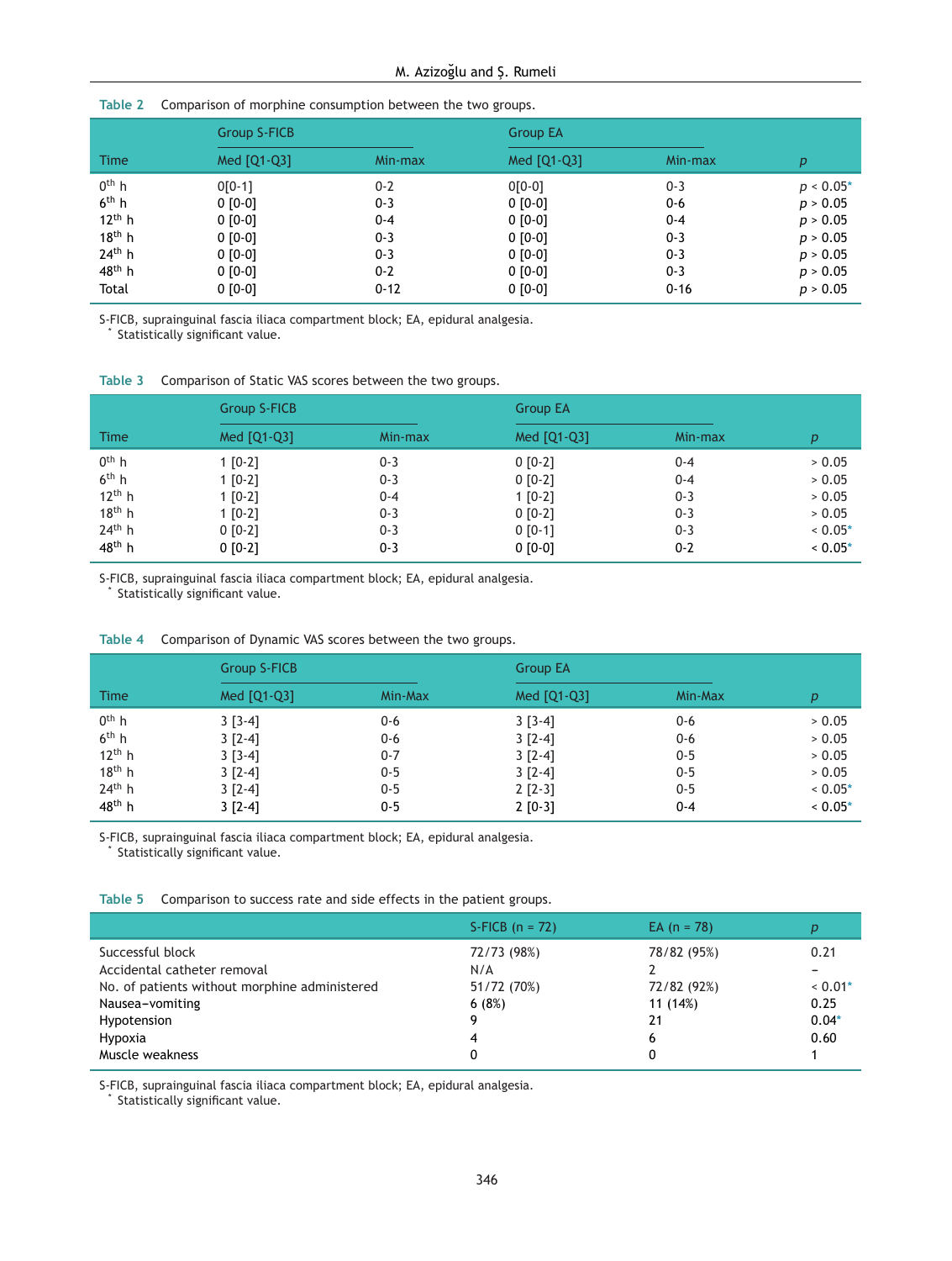**Table 2** Comparison of morphine consumption between the two groups.

| Time | Group S-FICB | | Group EA | | $p$ |
|---|---|---|---|---|---|
| | Med [Q1-Q3] | Min-max | Med [Q1-Q3] | Min-max | |
| 0th h | 0[0-1] | 0-2 | 0[0-0] | 0-3 | $p < 0.05$* |
| 6th h | 0 [0-0] | 0-3 | 0 [0-0] | 0-6 | $p > 0.05$ |
| 12th h | 0 [0-0] | 0-4 | 0 [0-0] | 0-4 | $p > 0.05$ |
| 18th h | 0 [0-0] | 0-3 | 0 [0-0] | 0-3 | $p > 0.05$ |
| 24th h | 0 [0-0] | 0-3 | 0 [0-0] | 0-3 | $p > 0.05$ |
| 48th h | 0 [0-0] | 0-2 | 0 [0-0] | 0-3 | $p > 0.05$ |
| Total | 0 [0-0] | 0-12 | 0 [0-0] | 0-16 | $p > 0.05$ |

S-FICB, suprainguinal fascia iliaca compartment block; EA, epidural analgesia.
* Statistically significant value.

**Table 3** Comparison of Static VAS scores between the two groups.

| Time | Group S-FICB | | Group EA | | $p$ |
|---|---|---|---|---|---|
| | Med [Q1-Q3] | Min-max | Med [Q1-Q3] | Min-max | |
| 0th h | 1 [0-2] | 0-3 | 0 [0-2] | 0-4 | > 0.05 |
| 6th h | 1 [0-2] | 0-3 | 0 [0-2] | 0-4 | > 0.05 |
| 12th h | 1 [0-2] | 0-4 | 1 [0-2] | 0-3 | > 0.05 |
| 18th h | 1 [0-2] | 0-3 | 0 [0-2] | 0-3 | > 0.05 |
| 24th h | 0 [0-2] | 0-3 | 0 [0-1] | 0-3 | < 0.05* |
| 48th h | 0 [0-2] | 0-3 | 0 [0-0] | 0-2 | < 0.05* |

S-FICB, suprainguinal fascia iliaca compartment block; EA, epidural analgesia.
* Statistically significant value.

**Table 4** Comparison of Dynamic VAS scores between the two groups.

| Time | Group S-FICB | | Group EA | | $p$ |
|---|---|---|---|---|---|
| | Med [Q1-Q3] | Min-Max | Med [Q1-Q3] | Min-Max | |
| 0th h | 3 [3-4] | 0-6 | 3 [3-4] | 0-6 | > 0.05 |
| 6th h | 3 [2-4] | 0-6 | 3 [2-4] | 0-6 | > 0.05 |
| 12th h | 3 [3-4] | 0-7 | 3 [2-4] | 0-5 | > 0.05 |
| 18th h | 3 [2-4] | 0-5 | 3 [2-4] | 0-5 | > 0.05 |
| 24th h | 3 [2-4] | 0-5 | 2 [2-3] | 0-5 | < 0.05* |
| 48th h | 3 [2-4] | 0-5 | 2 [0-3] | 0-4 | < 0.05* |

S-FICB, suprainguinal fascia iliaca compartment block; EA, epidural analgesia.
* Statistically significant value.

**Table 5** Comparison to success rate and side effects in the patient groups.

| | S-FICB (n = 72) | EA (n = 78) | $p$ |
|---|---|---|---|
| Successful block | 72/73 (98%) | 78/82 (95%) | 0.21 |
| Accidental catheter removal | N/A | 2 | – |
| No. of patients without morphine administered | 51/72 (70%) | 72/82 (92%) | < 0.01* |
| Nausea–vomiting | 6 (8%) | 11 (14%) | 0.25 |
| Hypotension | 9 | 21 | 0.04* |
| Hypoxia | 4 | 6 | 0.60 |
| Muscle weakness | 0 | 0 | 1 |

S-FICB, suprainguinal fascia iliaca compartment block; EA, epidural analgesia.
* Statistically significant value.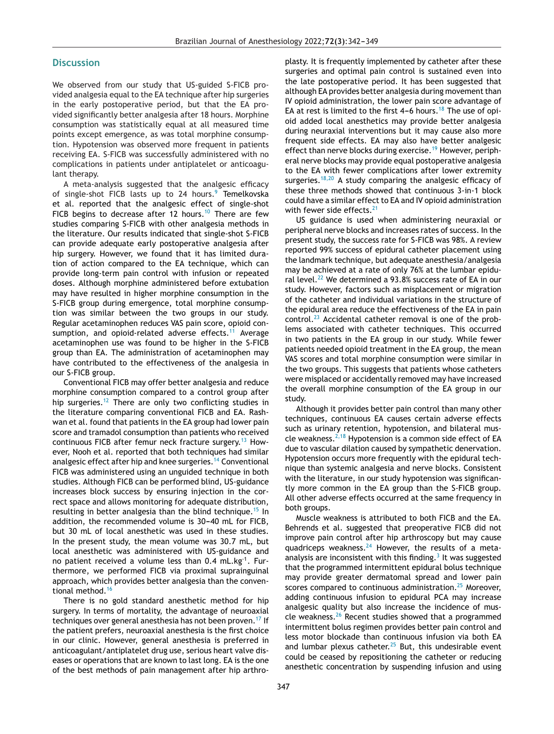## Discussion

We observed from our study that US-guided S-FICB provided analgesia equal to the EA technique after hip surgeries in the early postoperative period, but that the EA provided significantly better analgesia after 18 hours. Morphine consumption was statistically equal at all measured time points except emergence, as was total morphine consumption. Hypotension was observed more frequent in patients receiving EA. S-FICB was successfully administered with no complications in patients under antiplatelet or anticoagulant therapy.

A meta-analysis suggested that the analgesic efficacy of single-shot FICB lasts up to 24 hours.[9] Temelkovska et al. reported that the analgesic effect of single-shot FICB begins to decrease after 12 hours.[10] There are few studies comparing S-FICB with other analgesia methods in the literature. Our results indicated that single-shot S-FICB can provide adequate early postoperative analgesia after hip surgery. However, we found that it has limited duration of action compared to the EA technique, which can provide long-term pain control with infusion or repeated doses. Although morphine administered before extubation may have resulted in higher morphine consumption in the S-FICB group during emergence, total morphine consumption was similar between the two groups in our study. Regular acetaminophen reduces VAS pain score, opioid consumption, and opioid-related adverse effects.[11] Average acetaminophen use was found to be higher in the S-FICB group than EA. The administration of acetaminophen may have contributed to the effectiveness of the analgesia in our S-FICB group.

Conventional FICB may offer better analgesia and reduce morphine consumption compared to a control group after hip surgeries.[12] There are only two conflicting studies in the literature comparing conventional FICB and EA. Rashwan et al. found that patients in the EA group had lower pain score and tramadol consumption than patients who received continuous FICB after femur neck fracture surgery.[13] However, Nooh et al. reported that both techniques had similar analgesic effect after hip and knee surgeries.[14] Conventional FICB was administered using an unguided technique in both studies. Although FICB can be performed blind, US-guidance increases block success by ensuring injection in the correct space and allows monitoring for adequate distribution, resulting in better analgesia than the blind technique.[15] In addition, the recommended volume is 30–40 mL for FICB, but 30 mL of local anesthetic was used in these studies. In the present study, the mean volume was 30.7 mL, but local anesthetic was administered with US-guidance and no patient received a volume less than 0.4 $mL.kg^{-1}$. Furthermore, we performed FICB via proximal suprainguinal approach, which provides better analgesia than the conventional method.[16]

There is no gold standard anesthetic method for hip surgery. In terms of mortality, the advantage of neuroaxial techniques over general anesthesia has not been proven.[17] If the patient prefers, neuroaxial anesthesia is the first choice in our clinic. However, general anesthesia is preferred in anticoagulant/antiplatelet drug use, serious heart valve diseases or operations that are known to last long. EA is the one of the best methods of pain management after hip arthroplasty. It is frequently implemented by catheter after these surgeries and optimal pain control is sustained even into the late postoperative period. It has been suggested that although EA provides better analgesia during movement than IV opioid administration, the lower pain score advantage of EA at rest is limited to the first 4–6 hours.[18] The use of opioid added local anesthetics may provide better analgesia during neuraxial interventions but it may cause also more frequent side effects. EA may also have better analgesic effect than nerve blocks during exercise.[19] However, peripheral nerve blocks may provide equal postoperative analgesia to the EA with fewer complications after lower extremity surgeries.[18,20] A study comparing the analgesic efficacy of these three methods showed that continuous 3-in-1 block could have a similar effect to EA and IV opioid administration with fewer side effects.[21]

US guidance is used when administering neuraxial or peripheral nerve blocks and increases rates of success. In the present study, the success rate for S-FICB was 98%. A review reported 99% success of epidural catheter placement using the landmark technique, but adequate anesthesia/analgesia may be achieved at a rate of only 76% at the lumbar epidural level.[22] We determined a 93.8% success rate of EA in our study. However, factors such as misplacement or migration of the catheter and individual variations in the structure of the epidural area reduce the effectiveness of the EA in pain control.[23] Accidental catheter removal is one of the problems associated with catheter techniques. This occurred in two patients in the EA group in our study. While fewer patients needed opioid treatment in the EA group, the mean VAS scores and total morphine consumption were similar in the two groups. This suggests that patients whose catheters were misplaced or accidentally removed may have increased the overall morphine consumption of the EA group in our study.

Although it provides better pain control than many other techniques, continuous EA causes certain adverse effects such as urinary retention, hypotension, and bilateral muscle weakness.[2,18] Hypotension is a common side effect of EA due to vascular dilation caused by sympathetic denervation. Hypotension occurs more frequently with the epidural technique than systemic analgesia and nerve blocks. Consistent with the literature, in our study hypotension was significantly more common in the EA group than the S-FICB group. All other adverse effects occurred at the same frequency in both groups.

Muscle weakness is attributed to both FICB and the EA. Behrends et al. suggested that preoperative FICB did not improve pain control after hip arthroscopy but may cause quadriceps weakness.[24] However, the results of a meta-analysis are inconsistent with this finding.[3] It was suggested that the programmed intermittent epidural bolus technique may provide greater dermatomal spread and lower pain scores compared to continuous administration.[25] Moreover, adding continuous infusion to epidural PCA may increase analgesic quality but also increase the incidence of muscle weakness.[26] Recent studies showed that a programmed intermittent bolus regimen provides better pain control and less motor blockade than continuous infusion via both EA and lumbar plexus catheter.[25] But, this undesirable event could be ceased by repositioning the catheter or reducing anesthetic concentration by suspending infusion and using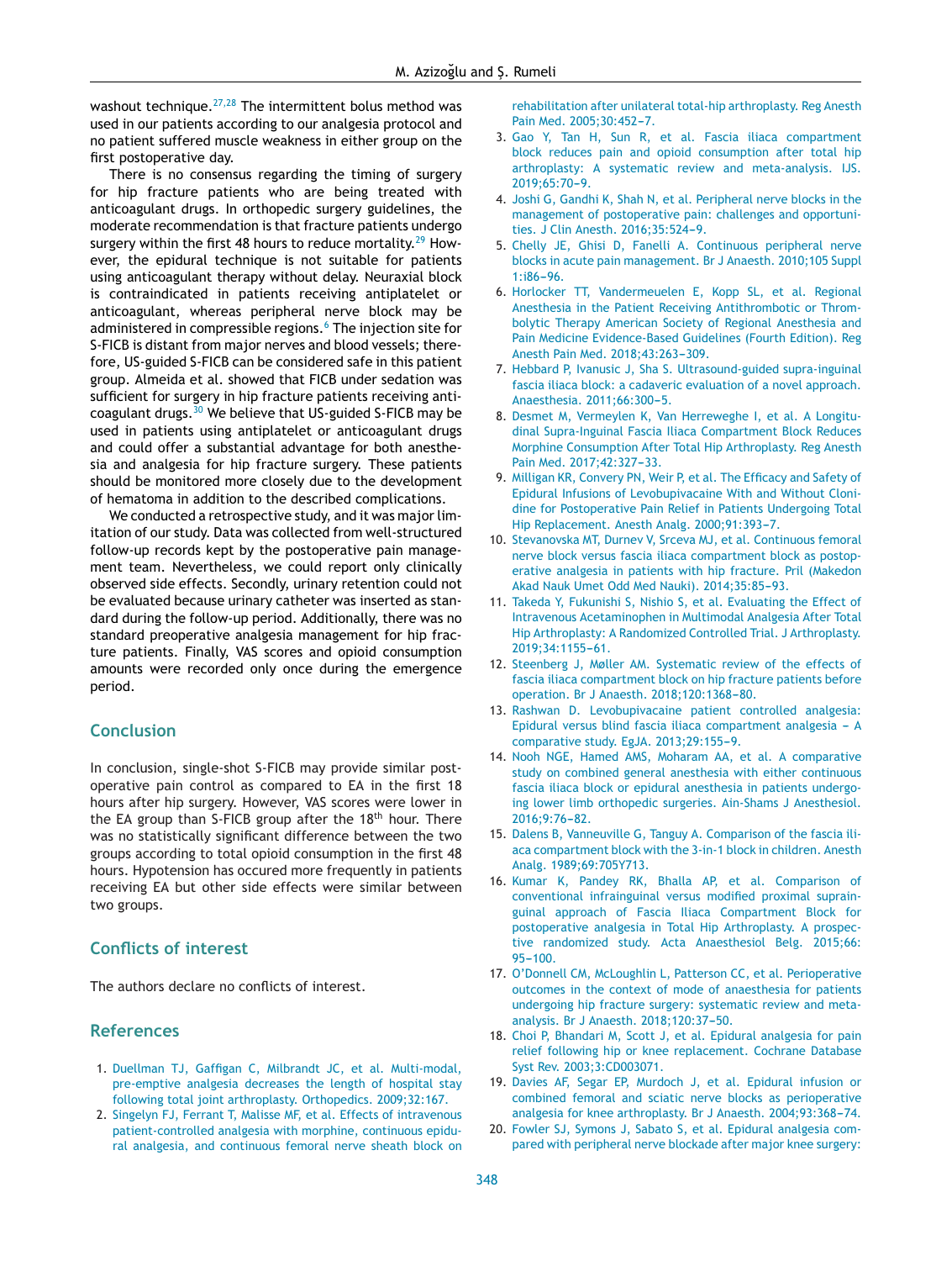washout technique.[27,28] The intermittent bolus method was used in our patients according to our analgesia protocol and no patient suffered muscle weakness in either group on the first postoperative day.

There is no consensus regarding the timing of surgery for hip fracture patients who are being treated with anticoagulant drugs. In orthopedic surgery guidelines, the moderate recommendation is that fracture patients undergo surgery within the first 48 hours to reduce mortality.[29] However, the epidural technique is not suitable for patients using anticoagulant therapy without delay. Neuraxial block is contraindicated in patients receiving antiplatelet or anticoagulant, whereas peripheral nerve block may be administered in compressible regions.[6] The injection site for S-FICB is distant from major nerves and blood vessels; therefore, US-guided S-FICB can be considered safe in this patient group. Almeida et al. showed that FICB under sedation was sufficient for surgery in hip fracture patients receiving anticoagulant drugs.[30] We believe that US-guided S-FICB may be used in patients using antiplatelet or anticoagulant drugs and could offer a substantial advantage for both anesthesia and analgesia for hip fracture surgery. These patients should be monitored more closely due to the development of hematoma in addition to the described complications.

We conducted a retrospective study, and it was major limitation of our study. Data was collected from well-structured follow-up records kept by the postoperative pain management team. Nevertheless, we could report only clinically observed side effects. Secondly, urinary retention could not be evaluated because urinary catheter was inserted as standard during the follow-up period. Additionally, there was no standard preoperative analgesia management for hip fracture patients. Finally, VAS scores and opioid consumption amounts were recorded only once during the emergence period.

## Conclusion

In conclusion, single-shot S-FICB may provide similar postoperative pain control as compared to EA in the first 18 hours after hip surgery. However, VAS scores were lower in the EA group than S-FICB group after the 18$^{th}$ hour. There was no statistically significant difference between the two groups according to total opioid consumption in the first 48 hours. Hypotension has occured more frequently in patients receiving EA but other side effects were similar between two groups.

## Conflicts of interest

The authors declare no conflicts of interest.

## References

1. Duellman TJ, Gaffigan C, Milbrandt JC, et al. Multi-modal, pre-emptive analgesia decreases the length of hospital stay following total joint arthroplasty. Orthopedics. 2009;32:167.
2. Singelyn FJ, Ferrant T, Malisse MF, et al. Effects of intravenous patient-controlled analgesia with morphine, continuous epidural analgesia, and continuous femoral nerve sheath block on rehabilitation after unilateral total-hip arthroplasty. Reg Anesth Pain Med. 2005;30:452–7.
3. Gao Y, Tan H, Sun R, et al. Fascia iliaca compartment block reduces pain and opioid consumption after total hip arthroplasty: A systematic review and meta-analysis. IJS. 2019;65:70–9.
4. Joshi G, Gandhi K, Shah N, et al. Peripheral nerve blocks in the management of postoperative pain: challenges and opportunities. J Clin Anesth. 2016;35:524–9.
5. Chelly JE, Ghisi D, Fanelli A. Continuous peripheral nerve blocks in acute pain management. Br J Anaesth. 2010;105 Suppl 1:i86–96.
6. Horlocker TT, Vandermeuelen E, Kopp SL, et al. Regional Anesthesia in the Patient Receiving Antithrombotic or Thrombolytic Therapy American Society of Regional Anesthesia and Pain Medicine Evidence-Based Guidelines (Fourth Edition). Reg Anesth Pain Med. 2018;43:263–309.
7. Hebbard P, Ivanusic J, Sha S. Ultrasound-guided supra-inguinal fascia iliaca block: a cadaveric evaluation of a novel approach. Anaesthesia. 2011;66:300–5.
8. Desmet M, Vermeylen K, Van Herreweghe I, et al. A Longitudinal Supra-Inguinal Fascia Iliaca Compartment Block Reduces Morphine Consumption After Total Hip Arthroplasty. Reg Anesth Pain Med. 2017;42:327–33.
9. Milligan KR, Convery PN, Weir P, et al. The Efficacy and Safety of Epidural Infusions of Levobupivacaine With and Without Clonidine for Postoperative Pain Relief in Patients Undergoing Total Hip Replacement. Anesth Analg. 2000;91:393–7.
10. Stevanovska MT, Durnev V, Srceva MJ, et al. Continuous femoral nerve block versus fascia iliaca compartment block as postoperative analgesia in patients with hip fracture. Pril (Makedon Akad Nauk Umet Odd Med Nauki). 2014;35:85–93.
11. Takeda Y, Fukunishi S, Nishio S, et al. Evaluating the Effect of Intravenous Acetaminophen in Multimodal Analgesia After Total Hip Arthroplasty: A Randomized Controlled Trial. J Arthroplasty. 2019;34:1155–61.
12. Steenberg J, Møller AM. Systematic review of the effects of fascia iliaca compartment block on hip fracture patients before operation. Br J Anaesth. 2018;120:1368–80.
13. Rashwan D. Levobupivacaine patient controlled analgesia: Epidural versus blind fascia iliaca compartment analgesia – A comparative study. EgJA. 2013;29:155–9.
14. Nooh NGE, Hamed AMS, Moharam AA, et al. A comparative study on combined general anesthesia with either continuous fascia iliaca block or epidural anesthesia in patients undergoing lower limb orthopedic surgeries. Ain-Shams J Anesthesiol. 2016;9:76–82.
15. Dalens B, Vanneuville G, Tanguy A. Comparison of the fascia iliaca compartment block with the 3-in-1 block in children. Anesth Analg. 1989;69:705Y713.
16. Kumar K, Pandey RK, Bhalla AP, et al. Comparison of conventional infrainguinal versus modified proximal suprainguinal approach of Fascia Iliaca Compartment Block for postoperative analgesia in Total Hip Arthroplasty. A prospective randomized study. Acta Anaesthesiol Belg. 2015;66: 95–100.
17. O'Donnell CM, McLoughlin L, Patterson CC, et al. Perioperative outcomes in the context of mode of anaesthesia for patients undergoing hip fracture surgery: systematic review and meta-analysis. Br J Anaesth. 2018;120:37–50.
18. Choi P, Bhandari M, Scott J, et al. Epidural analgesia for pain relief following hip or knee replacement. Cochrane Database Syst Rev. 2003;3:CD003071.
19. Davies AF, Segar EP, Murdoch J, et al. Epidural infusion or combined femoral and sciatic nerve blocks as perioperative analgesia for knee arthroplasty. Br J Anaesth. 2004;93:368–74.
20. Fowler SJ, Symons J, Sabato S, et al. Epidural analgesia compared with peripheral nerve blockade after major knee surgery: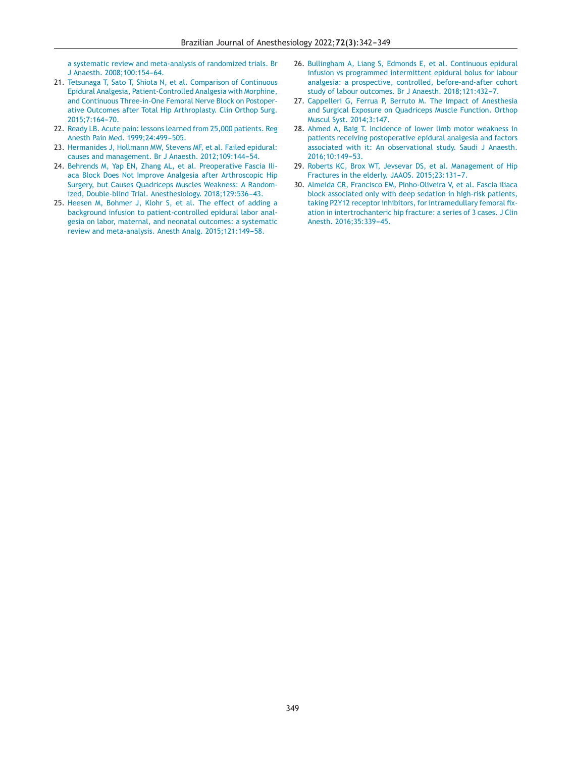a systematic review and meta-analysis of randomized trials. Br J Anaesth. 2008;100:154–64.

21. Tetsunaga T, Sato T, Shiota N, et al. Comparison of Continuous Epidural Analgesia, Patient-Controlled Analgesia with Morphine, and Continuous Three-in-One Femoral Nerve Block on Postoperative Outcomes after Total Hip Arthroplasty. Clin Orthop Surg. 2015;7:164–70.
22. Ready LB. Acute pain: lessons learned from 25,000 patients. Reg Anesth Pain Med. 1999;24:499–505.
23. Hermanides J, Hollmann MW, Stevens MF, et al. Failed epidural: causes and management. Br J Anaesth. 2012;109:144–54.
24. Behrends M, Yap EN, Zhang AL, et al. Preoperative Fascia Iliaca Block Does Not Improve Analgesia after Arthroscopic Hip Surgery, but Causes Quadriceps Muscles Weakness: A Randomized, Double-blind Trial. Anesthesiology. 2018;129:536–43.
25. Heesen M, Bohmer J, Klohr S, et al. The effect of adding a background infusion to patient-controlled epidural labor analgesia on labor, maternal, and neonatal outcomes: a systematic review and meta-analysis. Anesth Analg. 2015;121:149–58.
26. Bullingham A, Liang S, Edmonds E, et al. Continuous epidural infusion vs programmed intermittent epidural bolus for labour analgesia: a prospective, controlled, before-and-after cohort study of labour outcomes. Br J Anaesth. 2018;121:432–7.
27. Cappelleri G, Ferrua P, Berruto M. The Impact of Anesthesia and Surgical Exposure on Quadriceps Muscle Function. Orthop Muscul Syst. 2014;3:147.
28. Ahmed A, Baig T. Incidence of lower limb motor weakness in patients receiving postoperative epidural analgesia and factors associated with it: An observational study. Saudi J Anaesth. 2016;10:149–53.
29. Roberts KC, Brox WT, Jevsevar DS, et al. Management of Hip Fractures in the elderly. JAAOS. 2015;23:131–7.
30. Almeida CR, Francisco EM, Pinho-Oliveira V, et al. Fascia iliaca block associated only with deep sedation in high-risk patients, taking P2Y12 receptor inhibitors, for intramedullary femoral fixation in intertrochanteric hip fracture: a series of 3 cases. J Clin Anesth. 2016;35:339–45.